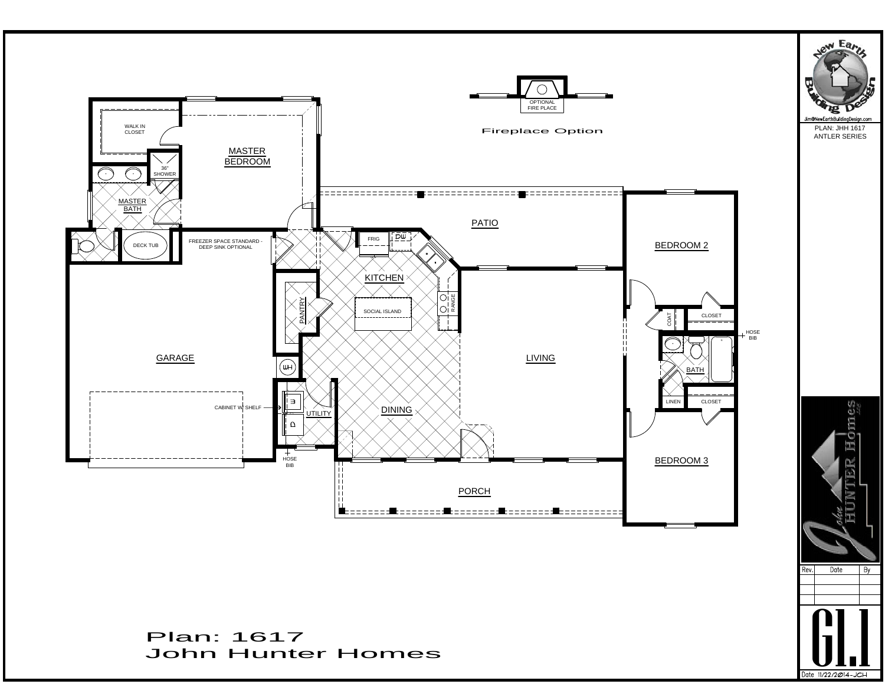PLAN: JHH 1617
ANTLER SERIES

Jim@NewEarthBuildingDesign.com

Fireplace Option

OPTIONAL FIRE PLACE

WALK IN CLOSET

MASTER BEDROOM

36" SHOWER

MASTER BATH

DECK TUB

FREEZER SPACE STANDARD - DEEP SINK OPTIONAL

FRIG

DW

PATIO

KITCHEN

BEDROOM 2

PANTRY

SOCIAL ISLAND

RANGE

COAT

CLOSET

HOSE BIB

GARAGE

WH

LIVING

BATH

CABINET W/ SHELF

UTILITY

DINING

LINEN

CLOSET

HOSE BIB

BEDROOM 3

PORCH

| Rev. | Date | By |
|---|---|---|
| | | |
| | | |
| | | |
| | | |

G1.1

Date 11/22/2014-JCH

Plan: 1617
John Hunter Homes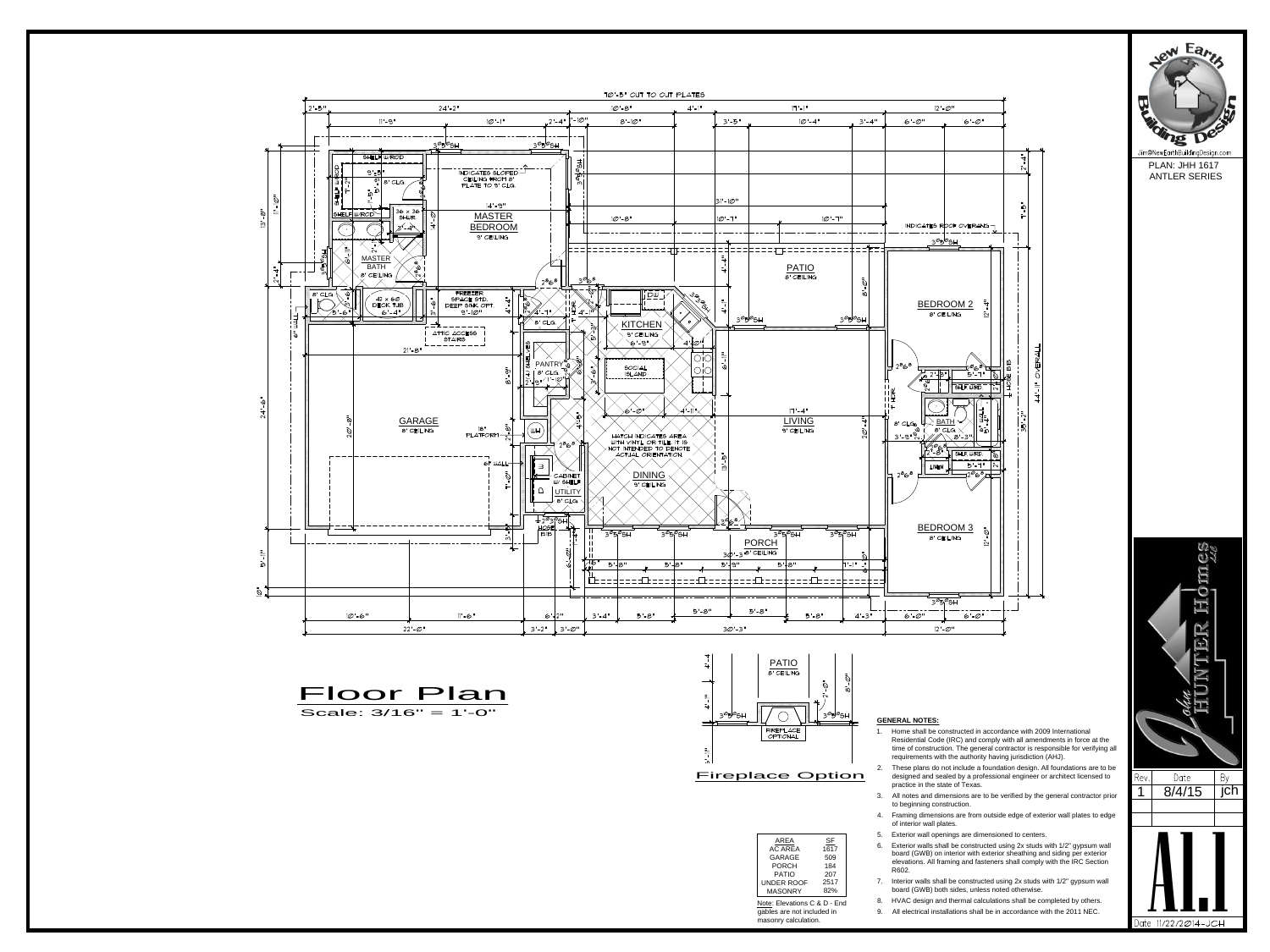# Floor Plan

Scale: 3/16" = 1'-0"

## Fireplace Option

PATIO
8' CEILING

FIREPLACE OPTIONAL

| AREA | SF |
|---|---|
| AC AREA | 1617 |
| GARAGE | 509 |
| PORCH | 184 |
| PATIO | 207 |
| UNDER ROOF | 2517 |
| MASONRY | 82% |

Note: Elevations C & D - End gables are not included in masonry calculation.

### GENERAL NOTES:

1. Home shall be constructed in accordance with 2009 International Residential Code (IRC) and comply with all amendments in force at the time of construction. The general contractor is responsible for verifying all requirements with the authority having jurisdiction (AHJ).
2. These plans do not include a foundation design. All foundations are to be designed and sealed by a professional engineer or architect licensed to practice in the state of Texas.
3. All notes and dimensions are to be verified by the general contractor prior to beginning construction.
4. Framing dimensions are from outside edge of exterior wall plates to edge of interior wall plates.
5. Exterior wall openings are dimensioned to centers.
6. Exterior walls shall be constructed using 2x studs with 1/2" gypsum wall board (GWB) on interior with exterior sheathing and siding per exterior elevations. All framing and fasteners shall comply with the IRC Section R602.
7. Interior walls shall be constructed using 2x studs with 1/2" gypsum wall board (GWB) both sides, unless noted otherwise.
8. HVAC design and thermal calculations shall be completed by others.
9. All electrical installations shall be in accordance with the 2011 NEC.

New Earth Building Design
Jim@NewEarthBuildingDesign.com
PLAN: JHH 1617
ANTLER SERIES

John Hunter Homes LLC

| Rev. | Date | By |
|---|---|---|
| 1 | 8/4/15 | jch |

A1.1

Date 11/22/2014-JCH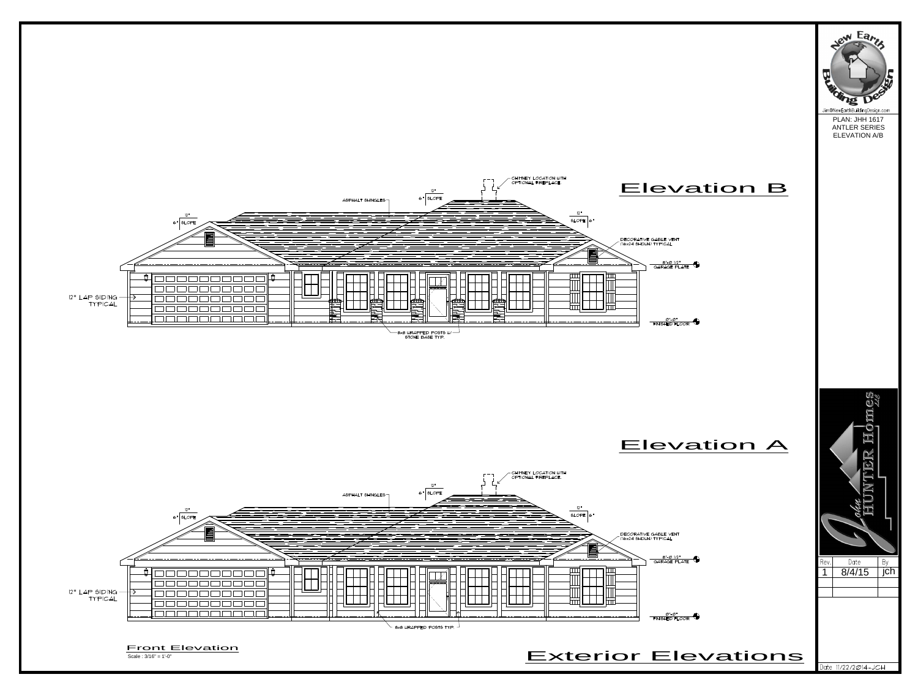New Earth Building Design

Jim@NewEarthBuildingDesign.com

PLAN: JHH 1617
ANTLER SERIES
ELEVATION A/B

# Elevation B

CHIMNEY LOCATION WITH OPTIONAL FIREPLACE.

ASPHALT SHINGLES

12"
6" SLOPE

12"
6" SLOPE

12"
SLOPE 6"

DECORATIVE GABLE VENT (16x24 SHOWN) TYPICAL

8'-0 1/2" GARAGE PLATE

12" LAP SIDING TYPICAL

0'-0" FINISHED FLOOR

8x8 WRAPPED POSTS W/ STONE BASE TYP.

# Elevation A

CHIMNEY LOCATION WITH OPTIONAL FIREPLACE.

ASPHALT SHINGLES

12"
6" SLOPE

12"
6" SLOPE

12"
SLOPE 6"

DECORATIVE GABLE VENT (16x24 SHOWN) TYPICAL

8'-0 1/2" GARAGE PLATE

12" LAP SIDING TYPICAL

0'-0" FINISHED FLOOR

8x8 WRAPPED POSTS TYP.

**Front Elevation**
Scale : 3/16" = 1'-0"

# Exterior Elevations

John Hunter Homes LLC

| Rev. | Date | By |
|---|---|---|
| 1 | 8/4/15 | jch |
| | | |
| | | |

Date 11/22/2014-JCH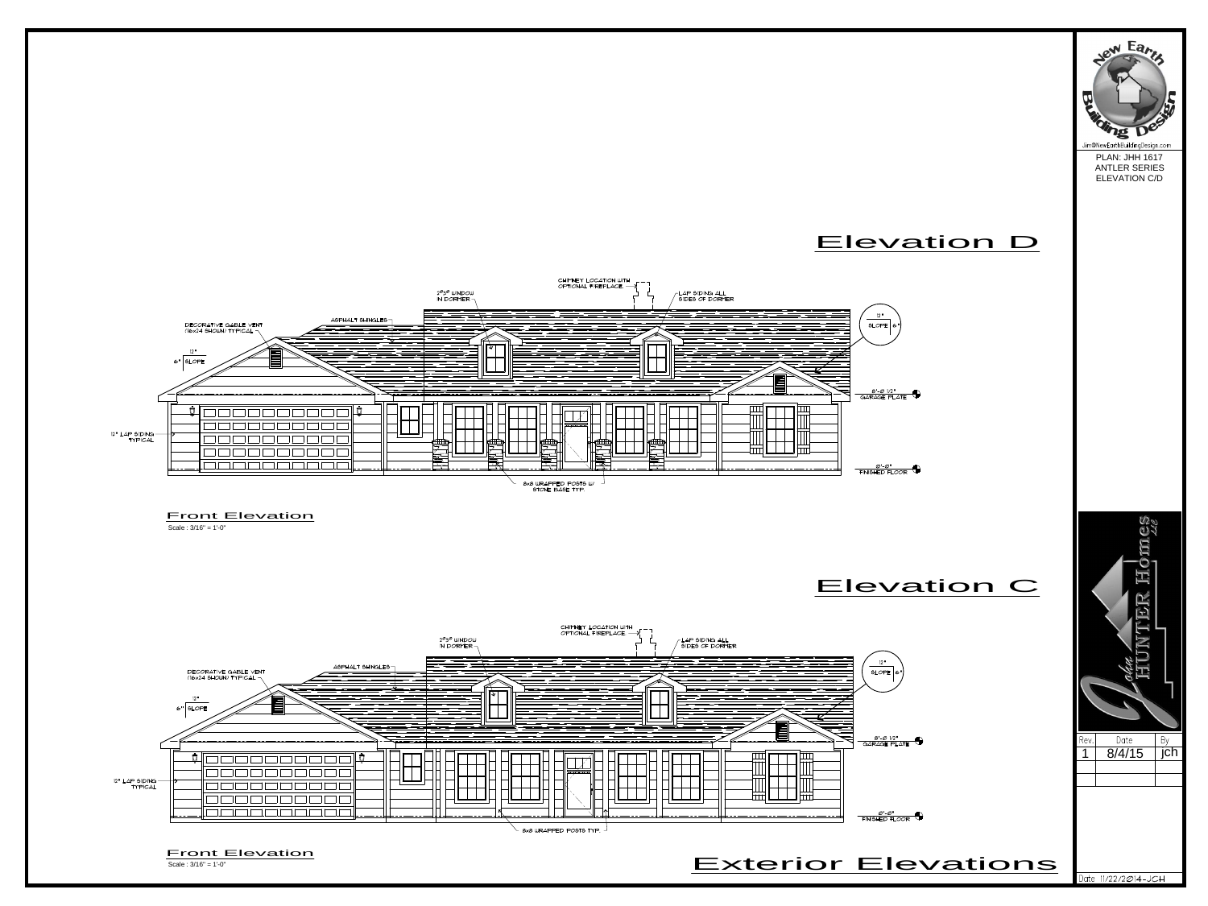New Earth Building Design

Jim@NewEarthBuildingDesign.com

PLAN: JHH 1617
ANTLER SERIES
ELEVATION C/D

## Elevation D

CHIMNEY LOCATION WITH OPTIONAL FIREPLACE

2'8"3'6" WINDOW IN DORMER

LAP SIDING ALL SIDES OF DORMER

ASPHALT SHINGLES

DECORATIVE GABLE VENT (16x24 SHOWN) TYPICAL

12" SLOPE 6"

12" SLOPE 6"

8'-0 1/2" GARAGE PLATE

12" LAP SIDING TYPICAL

0'-0" FINISHED FLOOR

8x8 WRAPPED POSTS W/ STONE BASE TYP.

### Front Elevation

Scale : 3/16" = 1'-0"

## Elevation C

CHIMNEY LOCATION WITH OPTIONAL FIREPLACE

2'8"3'6" WINDOW IN DORMER

LAP SIDING ALL SIDES OF DORMER

ASPHALT SHINGLES

DECORATIVE GABLE VENT (16x24 SHOWN) TYPICAL

12" SLOPE 6"

12" SLOPE 6"

8'-0 1/2" GARAGE PLATE

12" LAP SIDING TYPICAL

0'-0" FINISHED FLOOR

8x8 WRAPPED POSTS TYP.

### Front Elevation

Scale : 3/16" = 1'-0"

# Exterior Elevations

John HUNTER Homes LLC

| Rev. | Date | By |
|---|---|---|
| 1 | 8/4/15 | jch |
| | | |
| | | |

Date 11/22/2014-JCH